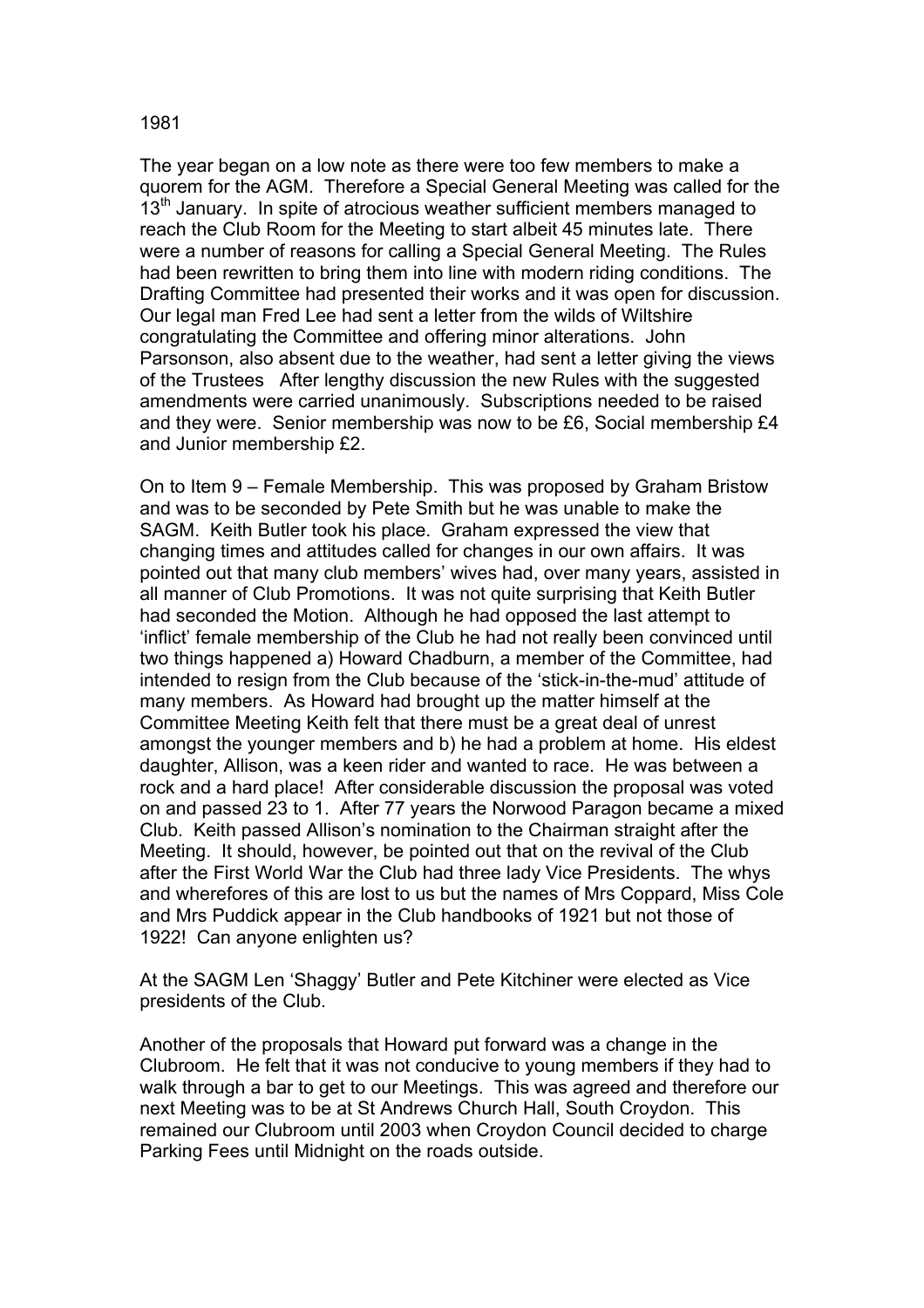# 1981

The year began on a low note as there were too few members to make a quorem for the AGM. Therefore a Special General Meeting was called for the 13th January. In spite of atrocious weather sufficient members managed to reach the Club Room for the Meeting to start albeit 45 minutes late. There were a number of reasons for calling a Special General Meeting. The Rules had been rewritten to bring them into line with modern riding conditions. The Drafting Committee had presented their works and it was open for discussion. Our legal man Fred Lee had sent a letter from the wilds of Wiltshire congratulating the Committee and offering minor alterations. John Parsonson, also absent due to the weather, had sent a letter giving the views of the Trustees After lengthy discussion the new Rules with the suggested amendments were carried unanimously. Subscriptions needed to be raised and they were. Senior membership was now to be £6, Social membership £4 and Junior membership £2.

On to Item 9 – Female Membership. This was proposed by Graham Bristow and was to be seconded by Pete Smith but he was unable to make the SAGM. Keith Butler took his place. Graham expressed the view that changing times and attitudes called for changes in our own affairs. It was pointed out that many club members' wives had, over many years, assisted in all manner of Club Promotions. It was not quite surprising that Keith Butler had seconded the Motion. Although he had opposed the last attempt to 'inflict' female membership of the Club he had not really been convinced until two things happened a) Howard Chadburn, a member of the Committee, had intended to resign from the Club because of the 'stick-in-the-mud' attitude of many members. As Howard had brought up the matter himself at the Committee Meeting Keith felt that there must be a great deal of unrest amongst the younger members and b) he had a problem at home. His eldest daughter, Allison, was a keen rider and wanted to race. He was between a rock and a hard place! After considerable discussion the proposal was voted on and passed 23 to 1. After 77 years the Norwood Paragon became a mixed Club. Keith passed Allison's nomination to the Chairman straight after the Meeting. It should, however, be pointed out that on the revival of the Club after the First World War the Club had three lady Vice Presidents. The whys and wherefores of this are lost to us but the names of Mrs Coppard, Miss Cole and Mrs Puddick appear in the Club handbooks of 1921 but not those of 1922! Can anyone enlighten us?

At the SAGM Len 'Shaggy' Butler and Pete Kitchiner were elected as Vice presidents of the Club.

Another of the proposals that Howard put forward was a change in the Clubroom. He felt that it was not conducive to young members if they had to walk through a bar to get to our Meetings. This was agreed and therefore our next Meeting was to be at St Andrews Church Hall, South Croydon. This remained our Clubroom until 2003 when Croydon Council decided to charge Parking Fees until Midnight on the roads outside.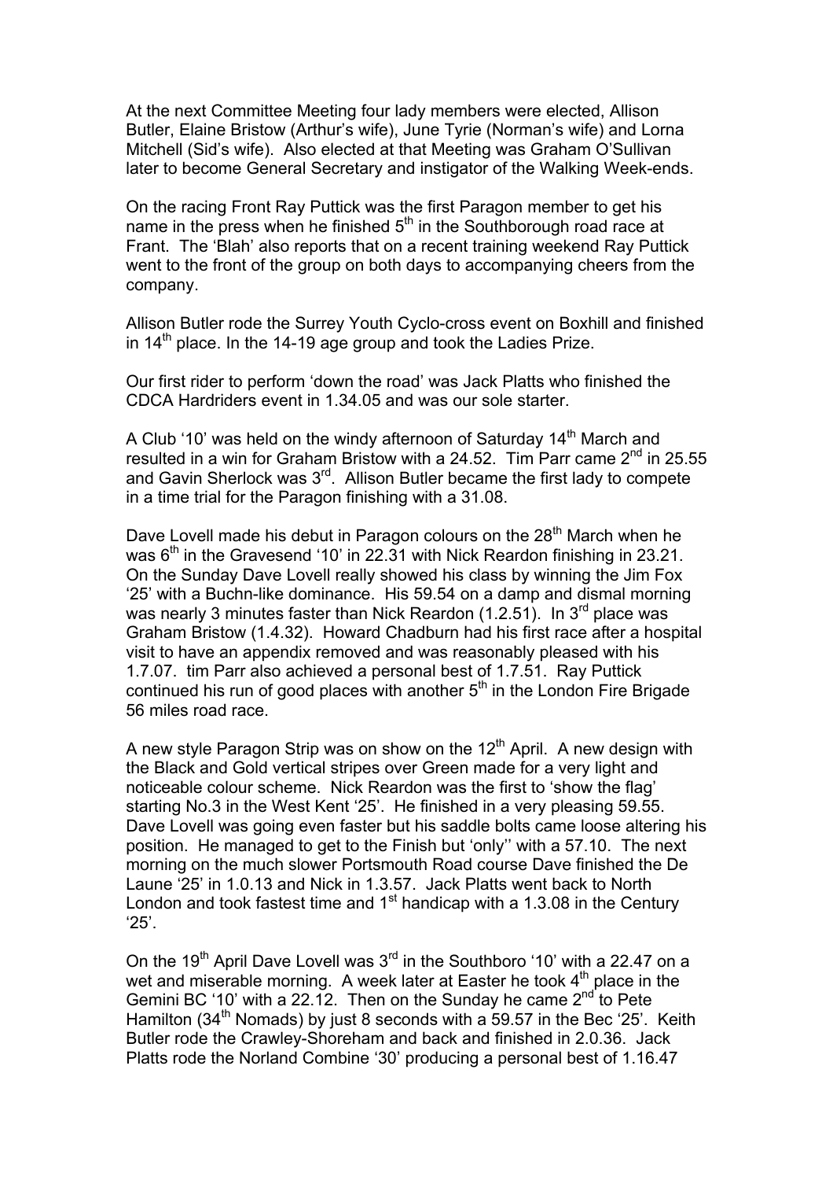At the next Committee Meeting four lady members were elected, Allison Butler, Elaine Bristow (Arthur's wife), June Tyrie (Norman's wife) and Lorna Mitchell (Sid's wife). Also elected at that Meeting was Graham O'Sullivan later to become General Secretary and instigator of the Walking Week-ends.

On the racing Front Ray Puttick was the first Paragon member to get his name in the press when he finished 5th in the Southborough road race at Frant. The 'Blah' also reports that on a recent training weekend Ray Puttick went to the front of the group on both days to accompanying cheers from the company.

Allison Butler rode the Surrey Youth Cyclo-cross event on Boxhill and finished in 14th place. In the 14-19 age group and took the Ladies Prize.

Our first rider to perform 'down the road' was Jack Platts who finished the CDCA Hardriders event in 1.34.05 and was our sole starter.

A Club '10' was held on the windy afternoon of Saturday 14th March and resulted in a win for Graham Bristow with a 24.52. Tim Parr came 2nd in 25.55 and Gavin Sherlock was 3rd. Allison Butler became the first lady to compete in a time trial for the Paragon finishing with a 31.08.

Dave Lovell made his debut in Paragon colours on the 28th March when he was 6th in the Gravesend '10' in 22.31 with Nick Reardon finishing in 23.21. On the Sunday Dave Lovell really showed his class by winning the Jim Fox '25' with a Buchn-like dominance. His 59.54 on a damp and dismal morning was nearly 3 minutes faster than Nick Reardon (1.2.51). In 3rd place was Graham Bristow (1.4.32). Howard Chadburn had his first race after a hospital visit to have an appendix removed and was reasonably pleased with his 1.7.07. tim Parr also achieved a personal best of 1.7.51. Ray Puttick continued his run of good places with another 5th in the London Fire Brigade 56 miles road race.

A new style Paragon Strip was on show on the 12th April. A new design with the Black and Gold vertical stripes over Green made for a very light and noticeable colour scheme. Nick Reardon was the first to 'show the flag' starting No.3 in the West Kent '25'. He finished in a very pleasing 59.55. Dave Lovell was going even faster but his saddle bolts came loose altering his position. He managed to get to the Finish but 'only'' with a 57.10. The next morning on the much slower Portsmouth Road course Dave finished the De Laune '25' in 1.0.13 and Nick in 1.3.57. Jack Platts went back to North London and took fastest time and 1st handicap with a 1.3.08 in the Century '25'.

On the 19th April Dave Lovell was 3rd in the Southboro '10' with a 22.47 on a wet and miserable morning. A week later at Easter he took 4th place in the Gemini BC '10' with a 22.12. Then on the Sunday he came 2nd to Pete Hamilton (34th Nomads) by just 8 seconds with a 59.57 in the Bec '25'. Keith Butler rode the Crawley-Shoreham and back and finished in 2.0.36. Jack Platts rode the Norland Combine '30' producing a personal best of 1.16.47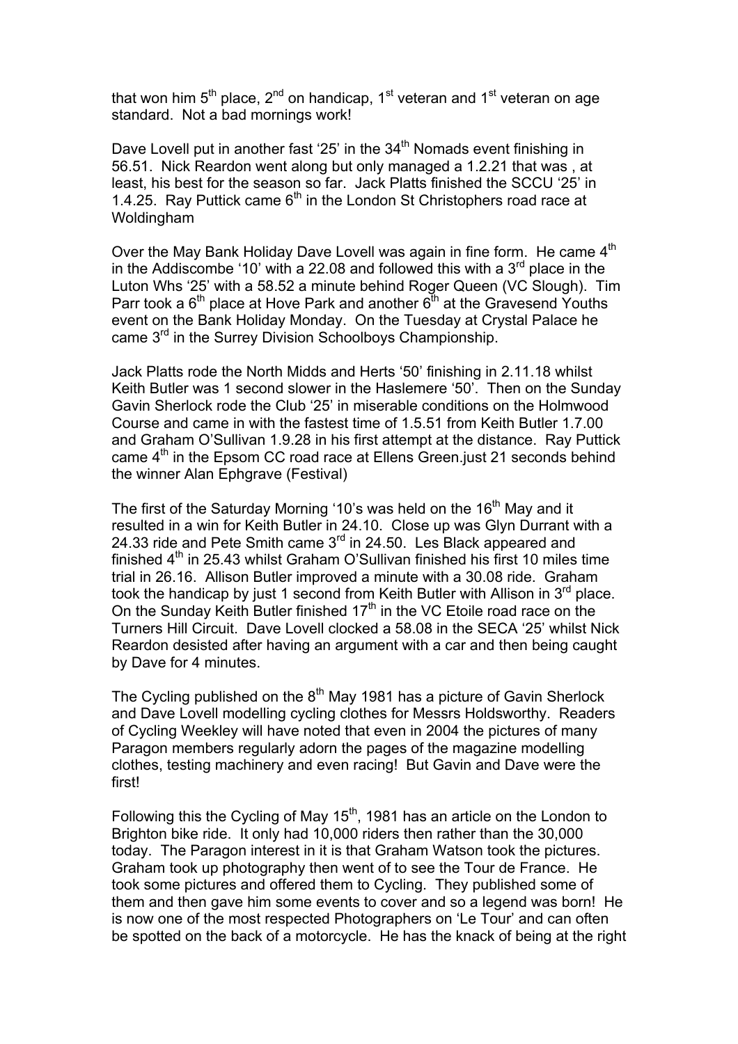that won him 5th place, 2nd on handicap, 1st veteran and 1st veteran on age standard. Not a bad mornings work!

Dave Lovell put in another fast '25' in the 34th Nomads event finishing in 56.51. Nick Reardon went along but only managed a 1.2.21 that was , at least, his best for the season so far. Jack Platts finished the SCCU '25' in 1.4.25. Ray Puttick came 6th in the London St Christophers road race at Woldingham

Over the May Bank Holiday Dave Lovell was again in fine form. He came 4th in the Addiscombe '10' with a 22.08 and followed this with a 3rd place in the Luton Whs '25' with a 58.52 a minute behind Roger Queen (VC Slough). Tim Parr took a 6th place at Hove Park and another 6th at the Gravesend Youths event on the Bank Holiday Monday. On the Tuesday at Crystal Palace he came 3rd in the Surrey Division Schoolboys Championship.

Jack Platts rode the North Midds and Herts '50' finishing in 2.11.18 whilst Keith Butler was 1 second slower in the Haslemere '50'. Then on the Sunday Gavin Sherlock rode the Club '25' in miserable conditions on the Holmwood Course and came in with the fastest time of 1.5.51 from Keith Butler 1.7.00 and Graham O'Sullivan 1.9.28 in his first attempt at the distance. Ray Puttick came 4th in the Epsom CC road race at Ellens Green.just 21 seconds behind the winner Alan Ephgrave (Festival)

The first of the Saturday Morning '10's was held on the 16th May and it resulted in a win for Keith Butler in 24.10. Close up was Glyn Durrant with a 24.33 ride and Pete Smith came 3rd in 24.50. Les Black appeared and finished 4th in 25.43 whilst Graham O'Sullivan finished his first 10 miles time trial in 26.16. Allison Butler improved a minute with a 30.08 ride. Graham took the handicap by just 1 second from Keith Butler with Allison in 3rd place. On the Sunday Keith Butler finished 17th in the VC Etoile road race on the Turners Hill Circuit. Dave Lovell clocked a 58.08 in the SECA '25' whilst Nick Reardon desisted after having an argument with a car and then being caught by Dave for 4 minutes.

The Cycling published on the 8th May 1981 has a picture of Gavin Sherlock and Dave Lovell modelling cycling clothes for Messrs Holdsworthy. Readers of Cycling Weekley will have noted that even in 2004 the pictures of many Paragon members regularly adorn the pages of the magazine modelling clothes, testing machinery and even racing! But Gavin and Dave were the first!

Following this the Cycling of May 15th, 1981 has an article on the London to Brighton bike ride. It only had 10,000 riders then rather than the 30,000 today. The Paragon interest in it is that Graham Watson took the pictures. Graham took up photography then went of to see the Tour de France. He took some pictures and offered them to Cycling. They published some of them and then gave him some events to cover and so a legend was born! He is now one of the most respected Photographers on 'Le Tour' and can often be spotted on the back of a motorcycle. He has the knack of being at the right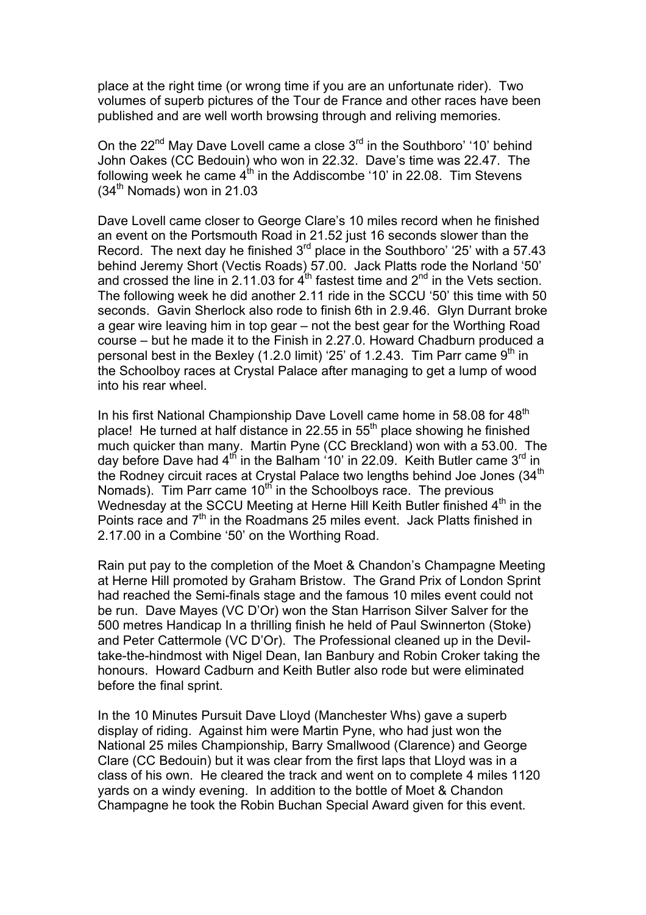place at the right time (or wrong time if you are an unfortunate rider). Two volumes of superb pictures of the Tour de France and other races have been published and are well worth browsing through and reliving memories.

On the 22nd May Dave Lovell came a close 3rd in the Southboro' '10' behind John Oakes (CC Bedouin) who won in 22.32. Dave's time was 22.47. The following week he came 4th in the Addiscombe '10' in 22.08. Tim Stevens (34th Nomads) won in 21.03

Dave Lovell came closer to George Clare's 10 miles record when he finished an event on the Portsmouth Road in 21.52 just 16 seconds slower than the Record. The next day he finished 3rd place in the Southboro' '25' with a 57.43 behind Jeremy Short (Vectis Roads) 57.00. Jack Platts rode the Norland '50' and crossed the line in 2.11.03 for 4th fastest time and 2nd in the Vets section. The following week he did another 2.11 ride in the SCCU '50' this time with 50 seconds. Gavin Sherlock also rode to finish 6th in 2.9.46. Glyn Durrant broke a gear wire leaving him in top gear – not the best gear for the Worthing Road course – but he made it to the Finish in 2.27.0. Howard Chadburn produced a personal best in the Bexley (1.2.0 limit) '25' of 1.2.43. Tim Parr came 9th in the Schoolboy races at Crystal Palace after managing to get a lump of wood into his rear wheel.

In his first National Championship Dave Lovell came home in 58.08 for 48th place! He turned at half distance in 22.55 in 55th place showing he finished much quicker than many. Martin Pyne (CC Breckland) won with a 53.00. The day before Dave had 4th in the Balham '10' in 22.09. Keith Butler came 3rd in the Rodney circuit races at Crystal Palace two lengths behind Joe Jones (34th Nomads). Tim Parr came 10th in the Schoolboys race. The previous Wednesday at the SCCU Meeting at Herne Hill Keith Butler finished 4th in the Points race and 7th in the Roadmans 25 miles event. Jack Platts finished in 2.17.00 in a Combine '50' on the Worthing Road.

Rain put pay to the completion of the Moet & Chandon's Champagne Meeting at Herne Hill promoted by Graham Bristow. The Grand Prix of London Sprint had reached the Semi-finals stage and the famous 10 miles event could not be run. Dave Mayes (VC D'Or) won the Stan Harrison Silver Salver for the 500 metres Handicap In a thrilling finish he held of Paul Swinnerton (Stoke) and Peter Cattermole (VC D'Or). The Professional cleaned up in the Devil-take-the-hindmost with Nigel Dean, Ian Banbury and Robin Croker taking the honours. Howard Cadburn and Keith Butler also rode but were eliminated before the final sprint.

In the 10 Minutes Pursuit Dave Lloyd (Manchester Whs) gave a superb display of riding. Against him were Martin Pyne, who had just won the National 25 miles Championship, Barry Smallwood (Clarence) and George Clare (CC Bedouin) but it was clear from the first laps that Lloyd was in a class of his own. He cleared the track and went on to complete 4 miles 1120 yards on a windy evening. In addition to the bottle of Moet & Chandon Champagne he took the Robin Buchan Special Award given for this event.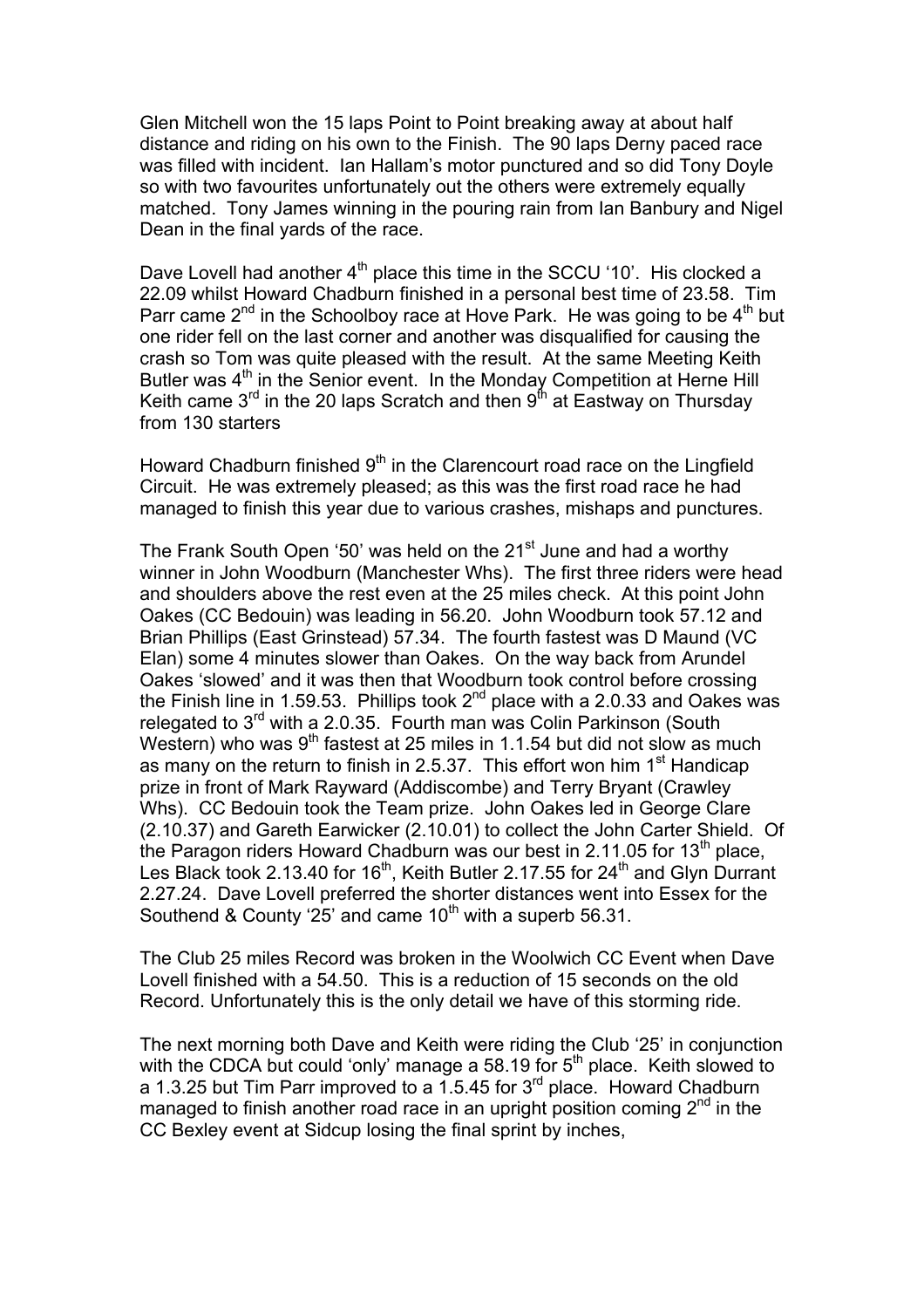Glen Mitchell won the 15 laps Point to Point breaking away at about half distance and riding on his own to the Finish. The 90 laps Derny paced race was filled with incident. Ian Hallam's motor punctured and so did Tony Doyle so with two favourites unfortunately out the others were extremely equally matched. Tony James winning in the pouring rain from Ian Banbury and Nigel Dean in the final yards of the race.

Dave Lovell had another 4th place this time in the SCCU '10'. His clocked a 22.09 whilst Howard Chadburn finished in a personal best time of 23.58. Tim Parr came 2nd in the Schoolboy race at Hove Park. He was going to be 4th but one rider fell on the last corner and another was disqualified for causing the crash so Tom was quite pleased with the result. At the same Meeting Keith Butler was 4th in the Senior event. In the Monday Competition at Herne Hill Keith came 3rd in the 20 laps Scratch and then 9th at Eastway on Thursday from 130 starters

Howard Chadburn finished 9th in the Clarencourt road race on the Lingfield Circuit. He was extremely pleased; as this was the first road race he had managed to finish this year due to various crashes, mishaps and punctures.

The Frank South Open '50' was held on the 21st June and had a worthy winner in John Woodburn (Manchester Whs). The first three riders were head and shoulders above the rest even at the 25 miles check. At this point John Oakes (CC Bedouin) was leading in 56.20. John Woodburn took 57.12 and Brian Phillips (East Grinstead) 57.34. The fourth fastest was D Maund (VC Elan) some 4 minutes slower than Oakes. On the way back from Arundel Oakes 'slowed' and it was then that Woodburn took control before crossing the Finish line in 1.59.53. Phillips took 2nd place with a 2.0.33 and Oakes was relegated to 3rd with a 2.0.35. Fourth man was Colin Parkinson (South Western) who was 9th fastest at 25 miles in 1.1.54 but did not slow as much as many on the return to finish in 2.5.37. This effort won him 1st Handicap prize in front of Mark Rayward (Addiscombe) and Terry Bryant (Crawley Whs). CC Bedouin took the Team prize. John Oakes led in George Clare (2.10.37) and Gareth Earwicker (2.10.01) to collect the John Carter Shield. Of the Paragon riders Howard Chadburn was our best in 2.11.05 for 13th place, Les Black took 2.13.40 for 16th, Keith Butler 2.17.55 for 24th and Glyn Durrant 2.27.24. Dave Lovell preferred the shorter distances went into Essex for the Southend & County '25' and came 10th with a superb 56.31.

The Club 25 miles Record was broken in the Woolwich CC Event when Dave Lovell finished with a 54.50. This is a reduction of 15 seconds on the old Record. Unfortunately this is the only detail we have of this storming ride.

The next morning both Dave and Keith were riding the Club '25' in conjunction with the CDCA but could 'only' manage a 58.19 for 5th place. Keith slowed to a 1.3.25 but Tim Parr improved to a 1.5.45 for 3rd place. Howard Chadburn managed to finish another road race in an upright position coming 2nd in the CC Bexley event at Sidcup losing the final sprint by inches,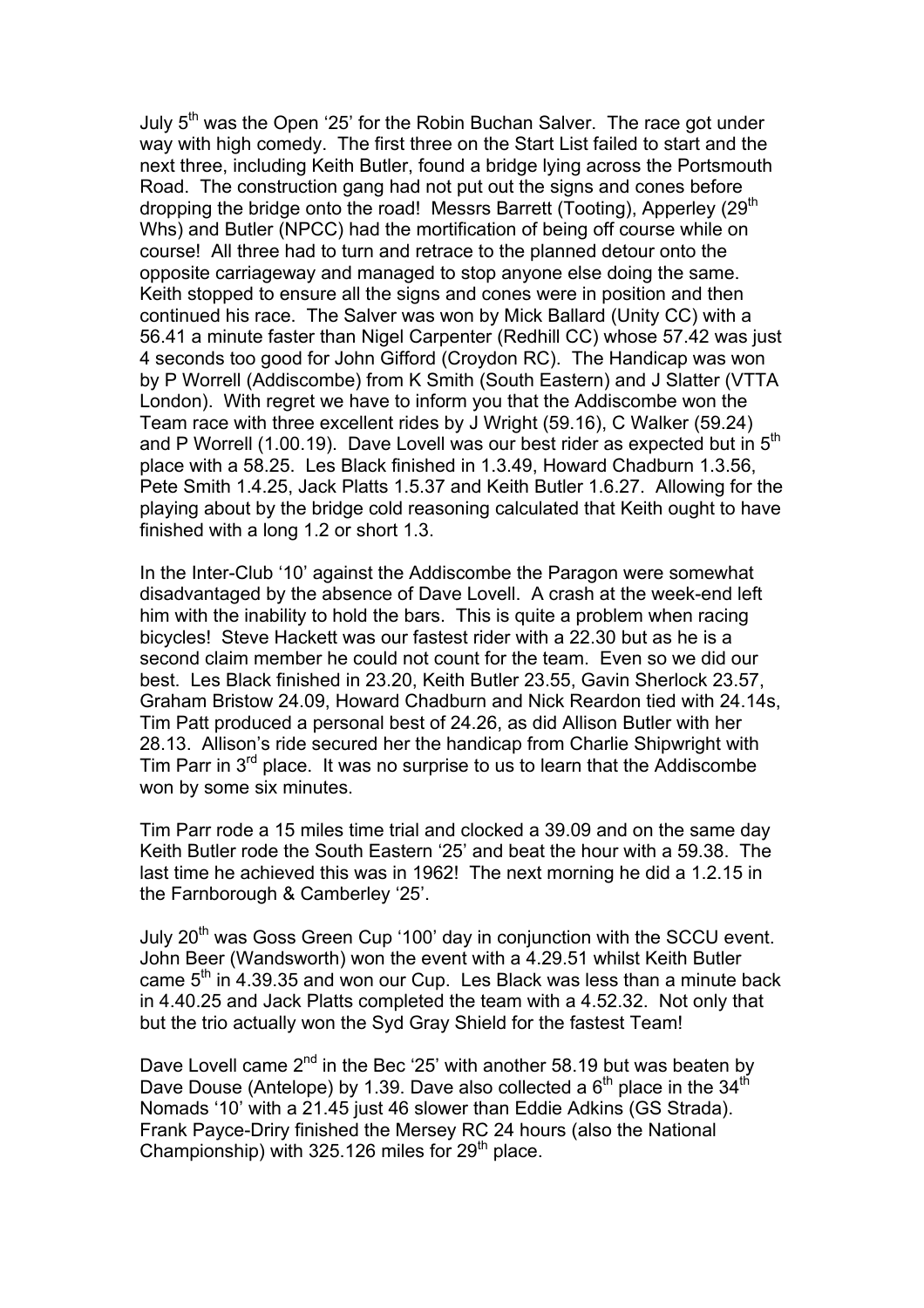July 5th was the Open '25' for the Robin Buchan Salver. The race got under way with high comedy. The first three on the Start List failed to start and the next three, including Keith Butler, found a bridge lying across the Portsmouth Road. The construction gang had not put out the signs and cones before dropping the bridge onto the road! Messrs Barrett (Tooting), Apperley (29th Whs) and Butler (NPCC) had the mortification of being off course while on course! All three had to turn and retrace to the planned detour onto the opposite carriageway and managed to stop anyone else doing the same. Keith stopped to ensure all the signs and cones were in position and then continued his race. The Salver was won by Mick Ballard (Unity CC) with a 56.41 a minute faster than Nigel Carpenter (Redhill CC) whose 57.42 was just 4 seconds too good for John Gifford (Croydon RC). The Handicap was won by P Worrell (Addiscombe) from K Smith (South Eastern) and J Slatter (VTTA London). With regret we have to inform you that the Addiscombe won the Team race with three excellent rides by J Wright (59.16), C Walker (59.24) and P Worrell (1.00.19). Dave Lovell was our best rider as expected but in 5th place with a 58.25. Les Black finished in 1.3.49, Howard Chadburn 1.3.56, Pete Smith 1.4.25, Jack Platts 1.5.37 and Keith Butler 1.6.27. Allowing for the playing about by the bridge cold reasoning calculated that Keith ought to have finished with a long 1.2 or short 1.3.

In the Inter-Club '10' against the Addiscombe the Paragon were somewhat disadvantaged by the absence of Dave Lovell. A crash at the week-end left him with the inability to hold the bars. This is quite a problem when racing bicycles! Steve Hackett was our fastest rider with a 22.30 but as he is a second claim member he could not count for the team. Even so we did our best. Les Black finished in 23.20, Keith Butler 23.55, Gavin Sherlock 23.57, Graham Bristow 24.09, Howard Chadburn and Nick Reardon tied with 24.14s, Tim Patt produced a personal best of 24.26, as did Allison Butler with her 28.13. Allison's ride secured her the handicap from Charlie Shipwright with Tim Parr in 3rd place. It was no surprise to us to learn that the Addiscombe won by some six minutes.

Tim Parr rode a 15 miles time trial and clocked a 39.09 and on the same day Keith Butler rode the South Eastern '25' and beat the hour with a 59.38. The last time he achieved this was in 1962! The next morning he did a 1.2.15 in the Farnborough & Camberley '25'.

July 20th was Goss Green Cup '100' day in conjunction with the SCCU event. John Beer (Wandsworth) won the event with a 4.29.51 whilst Keith Butler came 5th in 4.39.35 and won our Cup. Les Black was less than a minute back in 4.40.25 and Jack Platts completed the team with a 4.52.32. Not only that but the trio actually won the Syd Gray Shield for the fastest Team!

Dave Lovell came 2nd in the Bec '25' with another 58.19 but was beaten by Dave Douse (Antelope) by 1.39. Dave also collected a 6th place in the 34th Nomads '10' with a 21.45 just 46 slower than Eddie Adkins (GS Strada). Frank Payce-Driry finished the Mersey RC 24 hours (also the National Championship) with 325.126 miles for 29th place.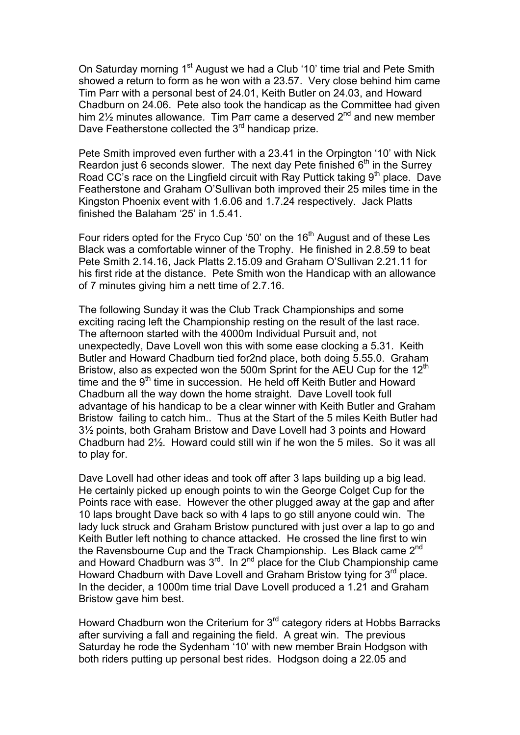On Saturday morning 1st August we had a Club '10' time trial and Pete Smith showed a return to form as he won with a 23.57. Very close behind him came Tim Parr with a personal best of 24.01, Keith Butler on 24.03, and Howard Chadburn on 24.06. Pete also took the handicap as the Committee had given him 2½ minutes allowance. Tim Parr came a deserved 2nd and new member Dave Featherstone collected the 3rd handicap prize.

Pete Smith improved even further with a 23.41 in the Orpington '10' with Nick Reardon just 6 seconds slower. The next day Pete finished 6th in the Surrey Road CC's race on the Lingfield circuit with Ray Puttick taking 9th place. Dave Featherstone and Graham O'Sullivan both improved their 25 miles time in the Kingston Phoenix event with 1.6.06 and 1.7.24 respectively. Jack Platts finished the Balaham '25' in 1.5.41.

Four riders opted for the Fryco Cup '50' on the 16th August and of these Les Black was a comfortable winner of the Trophy. He finished in 2.8.59 to beat Pete Smith 2.14.16, Jack Platts 2.15.09 and Graham O'Sullivan 2.21.11 for his first ride at the distance. Pete Smith won the Handicap with an allowance of 7 minutes giving him a nett time of 2.7.16.

The following Sunday it was the Club Track Championships and some exciting racing left the Championship resting on the result of the last race. The afternoon started with the 4000m Individual Pursuit and, not unexpectedly, Dave Lovell won this with some ease clocking a 5.31. Keith Butler and Howard Chadburn tied for2nd place, both doing 5.55.0. Graham Bristow, also as expected won the 500m Sprint for the AEU Cup for the 12th time and the 9th time in succession. He held off Keith Butler and Howard Chadburn all the way down the home straight. Dave Lovell took full advantage of his handicap to be a clear winner with Keith Butler and Graham Bristow failing to catch him.. Thus at the Start of the 5 miles Keith Butler had 3½ points, both Graham Bristow and Dave Lovell had 3 points and Howard Chadburn had 2½. Howard could still win if he won the 5 miles. So it was all to play for.

Dave Lovell had other ideas and took off after 3 laps building up a big lead. He certainly picked up enough points to win the George Colget Cup for the Points race with ease. However the other plugged away at the gap and after 10 laps brought Dave back so with 4 laps to go still anyone could win. The lady luck struck and Graham Bristow punctured with just over a lap to go and Keith Butler left nothing to chance attacked. He crossed the line first to win the Ravensbourne Cup and the Track Championship. Les Black came 2nd and Howard Chadburn was 3rd. In 2nd place for the Club Championship came Howard Chadburn with Dave Lovell and Graham Bristow tying for 3rd place. In the decider, a 1000m time trial Dave Lovell produced a 1.21 and Graham Bristow gave him best.

Howard Chadburn won the Criterium for 3rd category riders at Hobbs Barracks after surviving a fall and regaining the field. A great win. The previous Saturday he rode the Sydenham '10' with new member Brain Hodgson with both riders putting up personal best rides. Hodgson doing a 22.05 and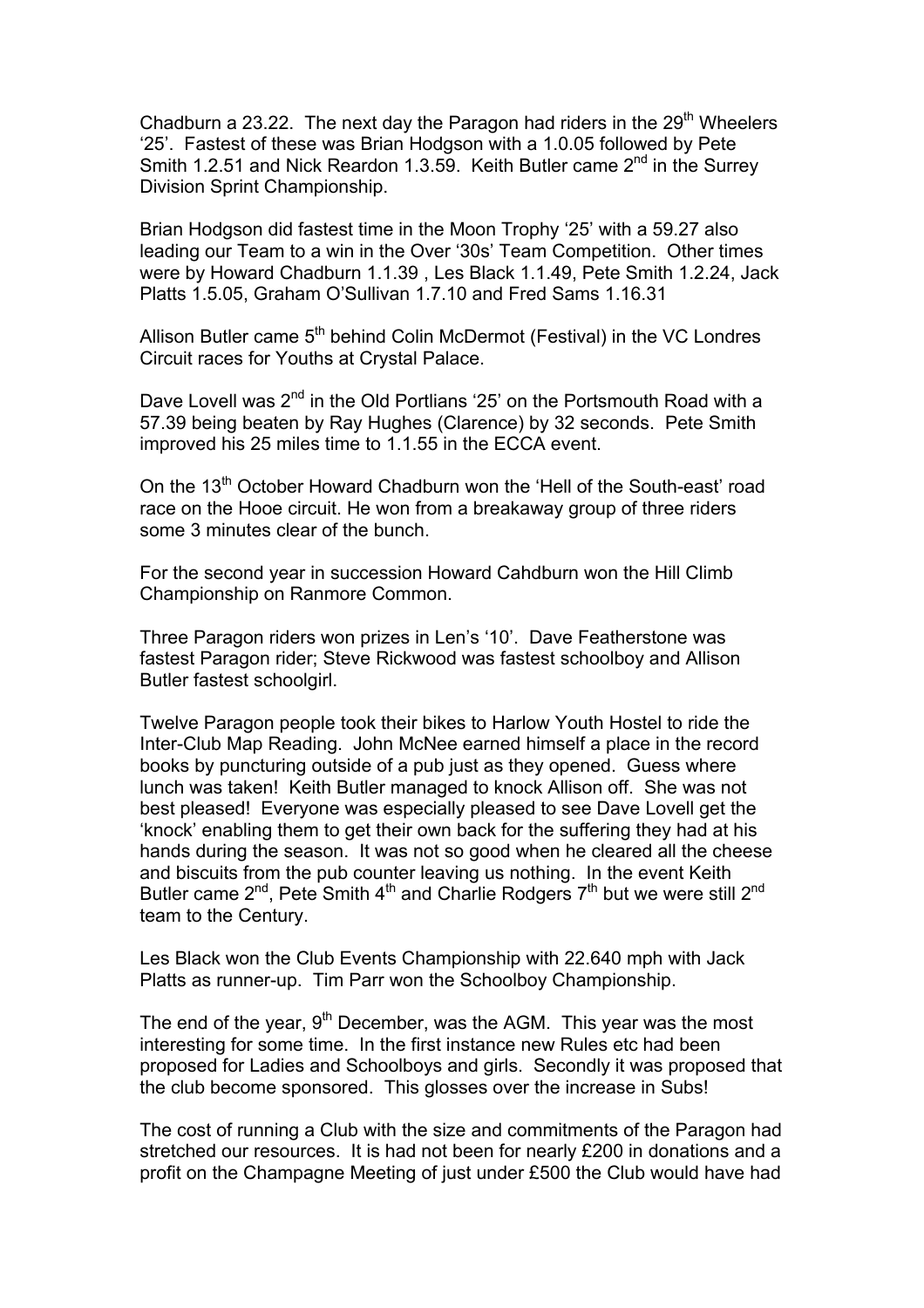Chadburn a 23.22. The next day the Paragon had riders in the 29th Wheelers '25'. Fastest of these was Brian Hodgson with a 1.0.05 followed by Pete Smith 1.2.51 and Nick Reardon 1.3.59. Keith Butler came 2nd in the Surrey Division Sprint Championship.

Brian Hodgson did fastest time in the Moon Trophy '25' with a 59.27 also leading our Team to a win in the Over '30s' Team Competition. Other times were by Howard Chadburn 1.1.39 , Les Black 1.1.49, Pete Smith 1.2.24, Jack Platts 1.5.05, Graham O'Sullivan 1.7.10 and Fred Sams 1.16.31

Allison Butler came 5th behind Colin McDermot (Festival) in the VC Londres Circuit races for Youths at Crystal Palace.

Dave Lovell was 2nd in the Old Portlians '25' on the Portsmouth Road with a 57.39 being beaten by Ray Hughes (Clarence) by 32 seconds. Pete Smith improved his 25 miles time to 1.1.55 in the ECCA event.

On the 13th October Howard Chadburn won the 'Hell of the South-east' road race on the Hooe circuit. He won from a breakaway group of three riders some 3 minutes clear of the bunch.

For the second year in succession Howard Cahdburn won the Hill Climb Championship on Ranmore Common.

Three Paragon riders won prizes in Len's '10'. Dave Featherstone was fastest Paragon rider; Steve Rickwood was fastest schoolboy and Allison Butler fastest schoolgirl.

Twelve Paragon people took their bikes to Harlow Youth Hostel to ride the Inter-Club Map Reading. John McNee earned himself a place in the record books by puncturing outside of a pub just as they opened. Guess where lunch was taken! Keith Butler managed to knock Allison off. She was not best pleased! Everyone was especially pleased to see Dave Lovell get the 'knock' enabling them to get their own back for the suffering they had at his hands during the season. It was not so good when he cleared all the cheese and biscuits from the pub counter leaving us nothing. In the event Keith Butler came 2nd, Pete Smith 4th and Charlie Rodgers 7th but we were still 2nd team to the Century.

Les Black won the Club Events Championship with 22.640 mph with Jack Platts as runner-up. Tim Parr won the Schoolboy Championship.

The end of the year, 9th December, was the AGM. This year was the most interesting for some time. In the first instance new Rules etc had been proposed for Ladies and Schoolboys and girls. Secondly it was proposed that the club become sponsored. This glosses over the increase in Subs!

The cost of running a Club with the size and commitments of the Paragon had stretched our resources. It is had not been for nearly £200 in donations and a profit on the Champagne Meeting of just under £500 the Club would have had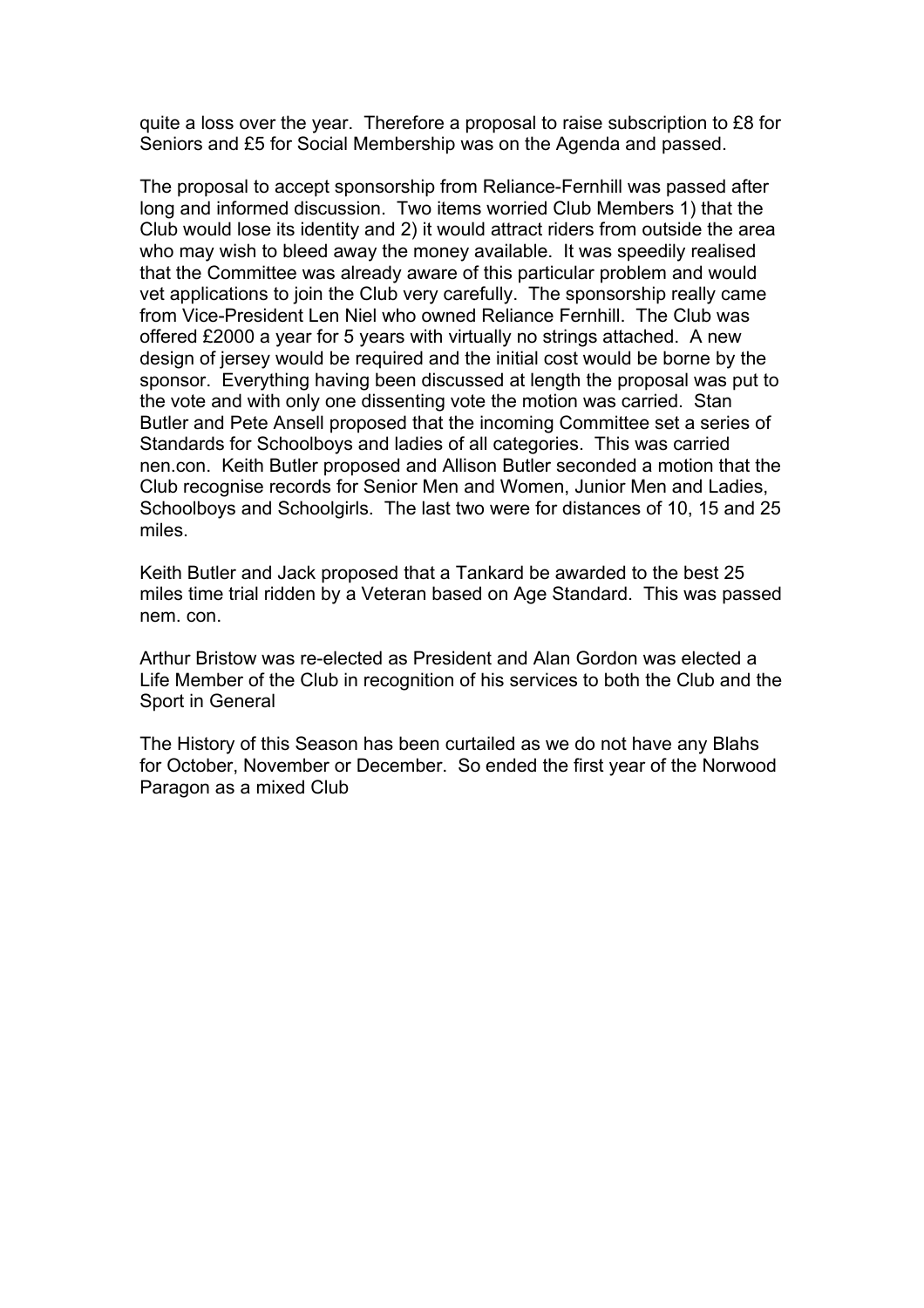quite a loss over the year. Therefore a proposal to raise subscription to £8 for Seniors and £5 for Social Membership was on the Agenda and passed.

The proposal to accept sponsorship from Reliance-Fernhill was passed after long and informed discussion. Two items worried Club Members 1) that the Club would lose its identity and 2) it would attract riders from outside the area who may wish to bleed away the money available. It was speedily realised that the Committee was already aware of this particular problem and would vet applications to join the Club very carefully. The sponsorship really came from Vice-President Len Niel who owned Reliance Fernhill. The Club was offered £2000 a year for 5 years with virtually no strings attached. A new design of jersey would be required and the initial cost would be borne by the sponsor. Everything having been discussed at length the proposal was put to the vote and with only one dissenting vote the motion was carried. Stan Butler and Pete Ansell proposed that the incoming Committee set a series of Standards for Schoolboys and ladies of all categories. This was carried nen.con. Keith Butler proposed and Allison Butler seconded a motion that the Club recognise records for Senior Men and Women, Junior Men and Ladies, Schoolboys and Schoolgirls. The last two were for distances of 10, 15 and 25 miles.

Keith Butler and Jack proposed that a Tankard be awarded to the best 25 miles time trial ridden by a Veteran based on Age Standard. This was passed nem. con.

Arthur Bristow was re-elected as President and Alan Gordon was elected a Life Member of the Club in recognition of his services to both the Club and the Sport in General

The History of this Season has been curtailed as we do not have any Blahs for October, November or December. So ended the first year of the Norwood Paragon as a mixed Club